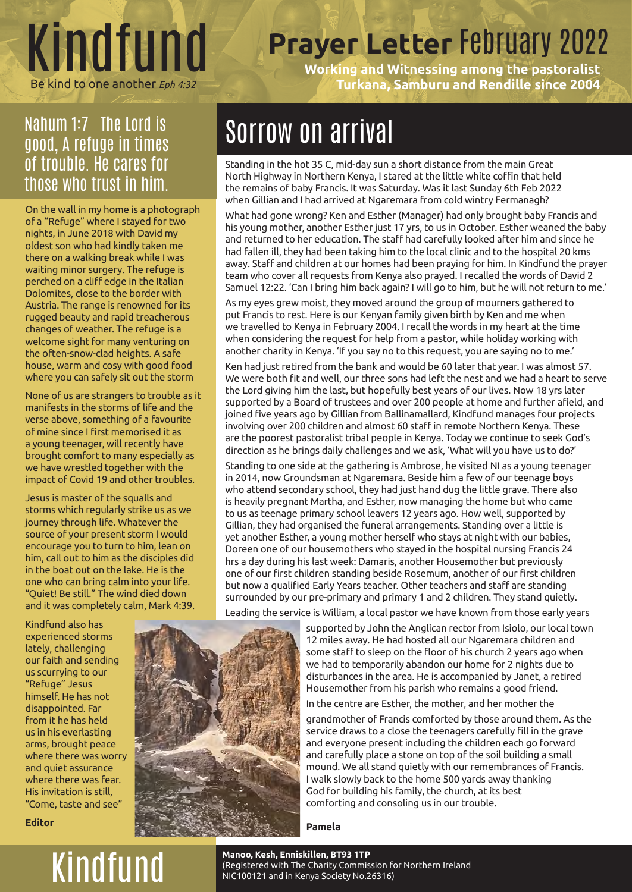# Kindfund

Be kind to one another *Eph 4:32*

# Prayer Letter February 2022

**Working and Witnessing among the pastoralist Turkana, Samburu and Rendille since 2004**

## Nahum 1:7 The Lord is good, A refuge in times of trouble. He cares for those who trust in him.

On the wall in my home is a photograph of a "Refuge" where I stayed for two nights, in June 2018 with David my oldest son who had kindly taken me there on a walking break while I was waiting minor surgery. The refuge is perched on a cliff edge in the Italian Dolomites, close to the border with Austria. The range is renowned for its rugged beauty and rapid treacherous changes of weather. The refuge is a welcome sight for many venturing on the often-snow-clad heights. A safe house, warm and cosy with good food where you can safely sit out the storm

None of us are strangers to trouble as it manifests in the storms of life and the verse above, something of a favourite of mine since I first memorised it as a young teenager, will recently have brought comfort to many especially as we have wrestled together with the impact of Covid 19 and other troubles.

Jesus is master of the squalls and storms which regularly strike us as we journey through life. Whatever the source of your present storm I would encourage you to turn to him, lean on him, call out to him as the disciples did in the boat out on the lake. He is the one who can bring calm into your life. "Quiet! Be still." The wind died down and it was completely calm, Mark 4:39.

Kindfund also has experienced storms lately, challenging our faith and sending us scurrying to our "Refuge" Jesus himself. He has not disappointed. Far from it he has held us in his everlasting arms, brought peace where there was worry and quiet assurance where there was fear. His invitation is still, "Come, taste and see"

**Editor**

## Sorrow on arrival

Standing in the hot 35 C, mid-day sun a short distance from the main Great North Highway in Northern Kenya, I stared at the little white coffin that held the remains of baby Francis. It was Saturday. Was it last Sunday 6th Feb 2022 when Gillian and I had arrived at Ngaremara from cold wintry Fermanagh?

What had gone wrong? Ken and Esther (Manager) had only brought baby Francis and his young mother, another Esther just 17 yrs, to us in October. Esther weaned the baby and returned to her education. The staff had carefully looked after him and since he had fallen ill, they had been taking him to the local clinic and to the hospital 20 kms away. Staff and children at our homes had been praying for him. In Kindfund the prayer team who cover all requests from Kenya also prayed. I recalled the words of David 2 Samuel 12:22. 'Can I bring him back again? I will go to him, but he will not return to me.'

As my eyes grew moist, they moved around the group of mourners gathered to put Francis to rest. Here is our Kenyan family given birth by Ken and me when we travelled to Kenya in February 2004. I recall the words in my heart at the time when considering the request for help from a pastor, while holiday working with another charity in Kenya. 'If you say no to this request, you are saying no to me.'

Ken had just retired from the bank and would be 60 later that year. I was almost 57. We were both fit and well, our three sons had left the nest and we had a heart to serve the Lord giving him the last, but hopefully best years of our lives. Now 18 yrs later supported by a Board of trustees and over 200 people at home and further afield, and joined five years ago by Gillian from Ballinamallard, Kindfund manages four projects involving over 200 children and almost 60 staff in remote Northern Kenya. These are the poorest pastoralist tribal people in Kenya. Today we continue to seek God's direction as he brings daily challenges and we ask, 'What will you have us to do?'

Standing to one side at the gathering is Ambrose, he visited NI as a young teenager in 2014, now Groundsman at Ngaremara. Beside him a few of our teenage boys who attend secondary school, they had just hand dug the little grave. There also is heavily pregnant Martha, and Esther, now managing the home but who came to us as teenage primary school leavers 12 years ago. How well, supported by Gillian, they had organised the funeral arrangements. Standing over a little is yet another Esther, a young mother herself who stays at night with our babies, Doreen one of our housemothers who stayed in the hospital nursing Francis 24 hrs a day during his last week: Damaris, another Housemother but previously one of our first children standing beside Rosemum, another of our first children but now a qualified Early Years teacher. Other teachers and staff are standing surrounded by our pre-primary and primary 1 and 2 children. They stand quietly.

Leading the service is William, a local pastor we have known from those early years supported by John the Anglican rector from Isiolo, our local town 12 miles away. He had hosted all our Ngaremara children and some staff to sleep on the floor of his church 2 years ago when we had to temporarily abandon our home for 2 nights due to disturbances in the area. He is accompanied by Janet, a retired Housemother from his parish who remains a good friend.

In the centre are Esther, the mother, and her mother the grandmother of Francis comforted by those around them. As the service draws to a close the teenagers carefully fill in the grave and everyone present including the children each go forward and carefully place a stone on top of the soil building a small mound. We all stand quietly with our remembrances of Francis. I walk slowly back to the home 500 yards away thanking God for building his family, the church, at its best comforting and consoling us in our trouble.

**Pamela**

# Kindfund

**Manoo, Kesh, Enniskillen, BT93 1TP**
(Registered with The Charity Commission for Northern Ireland NIC100121 and in Kenya Society No.26316)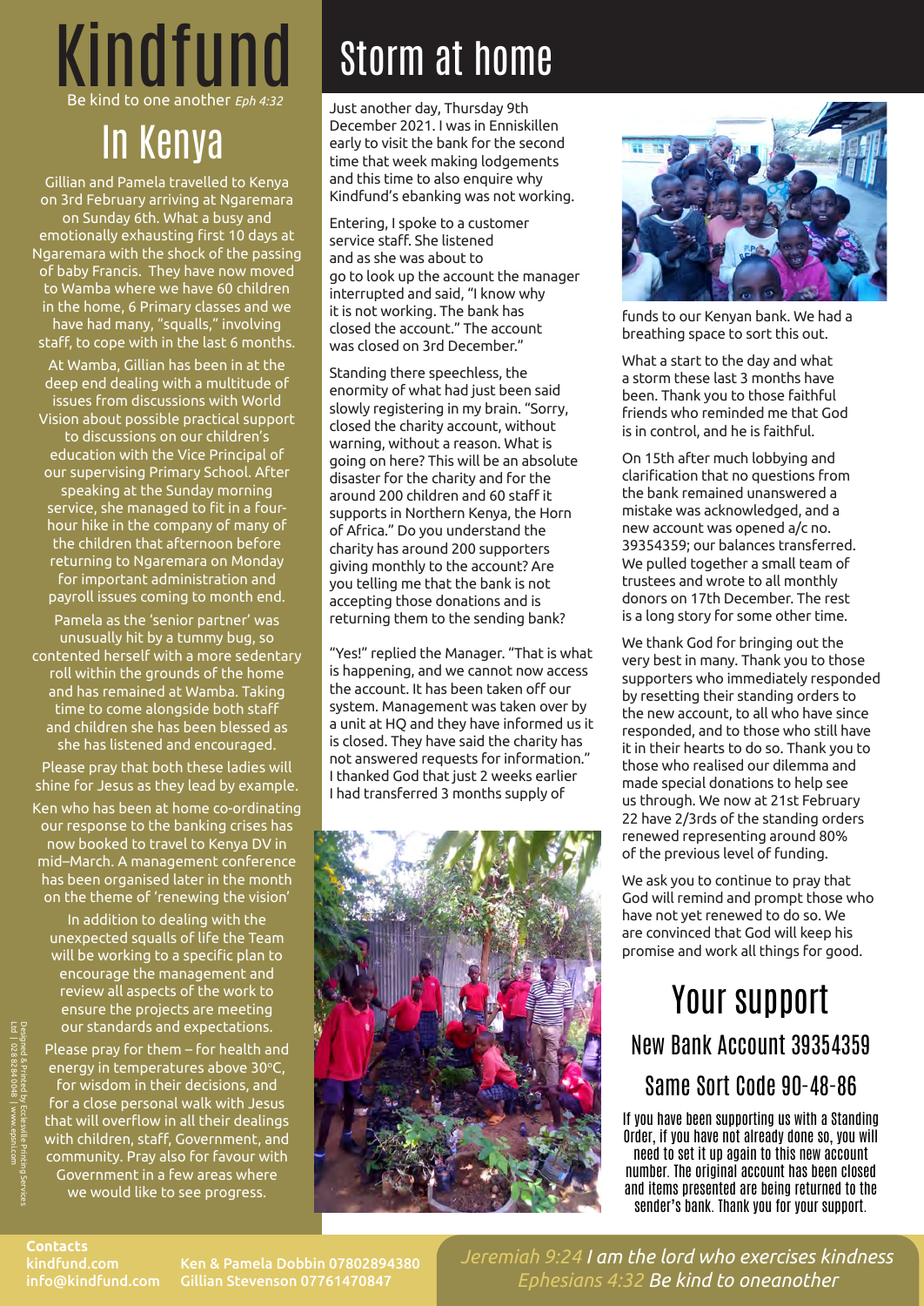# Kindfund

Be kind to one another *Eph 4:32*

## In Kenya

Gillian and Pamela travelled to Kenya on 3rd February arriving at Ngaremara on Sunday 6th. What a busy and emotionally exhausting first 10 days at Ngaremara with the shock of the passing of baby Francis. They have now moved to Wamba where we have 60 children in the home, 6 Primary classes and we have had many, "squalls," involving staff, to cope with in the last 6 months.

At Wamba, Gillian has been in at the deep end dealing with a multitude of issues from discussions with World Vision about possible practical support to discussions on our children's education with the Vice Principal of our supervising Primary School. After speaking at the Sunday morning service, she managed to fit in a four-hour hike in the company of many of the children that afternoon before returning to Ngaremara on Monday for important administration and payroll issues coming to month end.

Pamela as the 'senior partner' was unusually hit by a tummy bug, so contented herself with a more sedentary roll within the grounds of the home and has remained at Wamba. Taking time to come alongside both staff and children she has been blessed as she has listened and encouraged.

Please pray that both these ladies will shine for Jesus as they lead by example.

Ken who has been at home co-ordinating our response to the banking crises has now booked to travel to Kenya DV in mid–March. A management conference has been organised later in the month on the theme of 'renewing the vision'

In addition to dealing with the unexpected squalls of life the Team will be working to a specific plan to encourage the management and review all aspects of the work to ensure the projects are meeting our standards and expectations.

Please pray for them – for health and energy in temperatures above 30°C, for wisdom in their decisions, and for a close personal walk with Jesus that will overflow in all their dealings with children, staff, Government, and community. Pray also for favour with Government in a few areas where we would like to see progress.

Designed & Printed by Ecclesville Printing Services Ltd | 028 8284 0048 | www.epsni.com

## Storm at home

Just another day, Thursday 9th December 2021. I was in Enniskillen early to visit the bank for the second time that week making lodgements and this time to also enquire why Kindfund's ebanking was not working.

Entering, I spoke to a customer service staff. She listened and as she was about to go to look up the account the manager interrupted and said, "I know why it is not working. The bank has closed the account." The account was closed on 3rd December."

Standing there speechless, the enormity of what had just been said slowly registering in my brain. "Sorry, closed the charity account, without warning, without a reason. What is going on here? This will be an absolute disaster for the charity and for the around 200 children and 60 staff it supports in Northern Kenya, the Horn of Africa." Do you understand the charity has around 200 supporters giving monthly to the account? Are you telling me that the bank is not accepting those donations and is returning them to the sending bank?

"Yes!" replied the Manager. "That is what is happening, and we cannot now access the account. It has been taken off our system. Management was taken over by a unit at HQ and they have informed us it is closed. They have said the charity has not answered requests for information." I thanked God that just 2 weeks earlier I had transferred 3 months supply of funds to our Kenyan bank. We had a breathing space to sort this out.

What a start to the day and what a storm these last 3 months have been. Thank you to those faithful friends who reminded me that God is in control, and he is faithful.

On 15th after much lobbying and clarification that no questions from the bank remained unanswered a mistake was acknowledged, and a new account was opened a/c no. 39354359; our balances transferred. We pulled together a small team of trustees and wrote to all monthly donors on 17th December. The rest is a long story for some other time.

We thank God for bringing out the very best in many. Thank you to those supporters who immediately responded by resetting their standing orders to the new account, to all who have since responded, and to those who still have it in their hearts to do so. Thank you to those who realised our dilemma and made special donations to help see us through. We now at 21st February 22 have 2/3rds of the standing orders renewed representing around 80% of the previous level of funding.

We ask you to continue to pray that God will remind and prompt those who have not yet renewed to do so. We are convinced that God will keep his promise and work all things for good.

## Your support

### New Bank Account 39354359

### Same Sort Code 90-48-86

If you have been supporting us with a Standing Order, if you have not already done so, you will need to set it up again to this new account number. The original account has been closed and items presented are being returned to the sender's bank. Thank you for your support.

**Contacts**
kindfund.com
info@kindfund.com

Ken & Pamela Dobbin 07802894380
Gillian Stevenson 07761470847

*Jeremiah 9:24 I am the lord who exercises kindness*
*Ephesians 4:32 Be kind to oneanother*